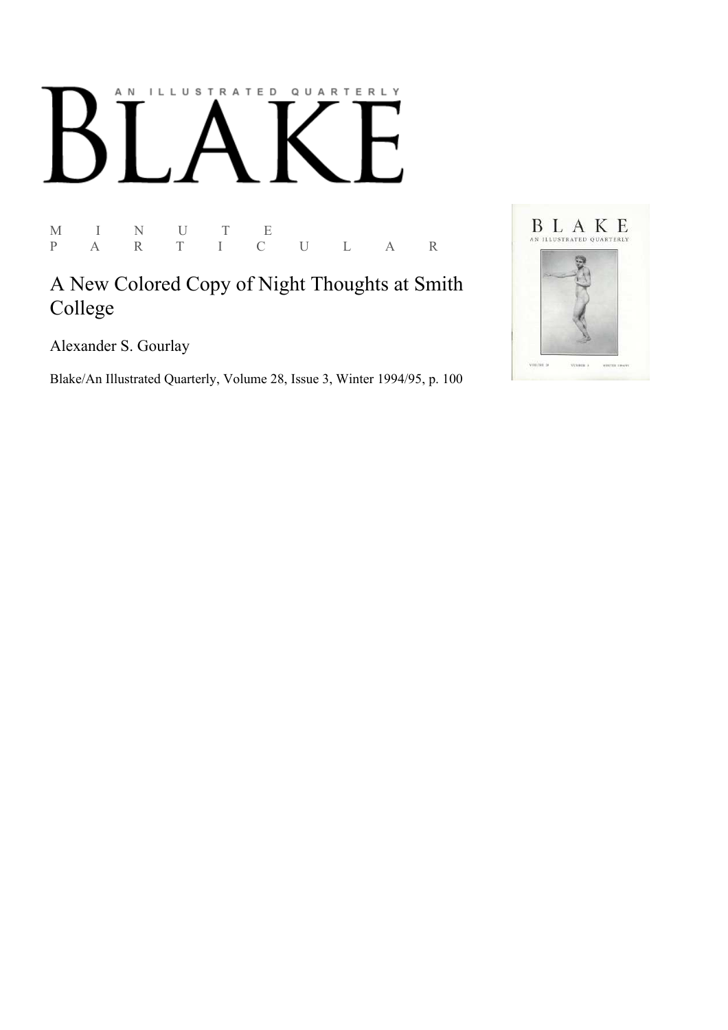AN ILLUSTRATED QUARTERLY

# BLAKE

M I N U T E
P A R T I C U L A R

## A New Colored Copy of Night Thoughts at Smith College

Alexander S. Gourlay

Blake/An Illustrated Quarterly, Volume 28, Issue 3, Winter 1994/95, p. 100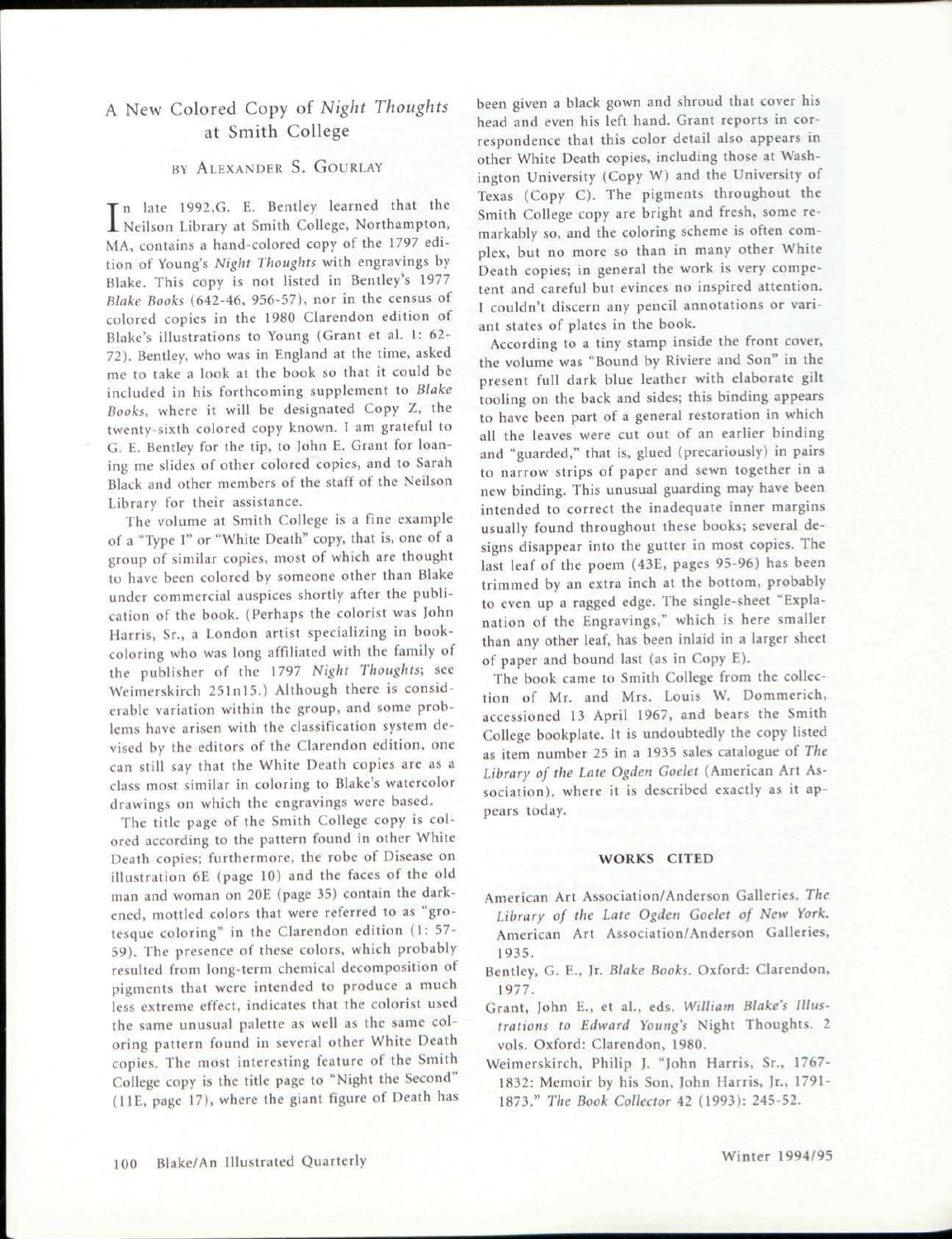## A New Colored Copy of *Night Thoughts* at Smith College

BY ALEXANDER S. GOURLAY

In late 1992,G. E. Bentley learned that the Neilson Library at Smith College, Northampton, MA, contains a hand-colored copy of the 1797 edition of Young's *Night Thoughts* with engravings by Blake. This copy is not listed in Bentley's 1977 *Blake Books* (642-46, 956-57), nor in the census of colored copies in the 1980 Clarendon edition of Blake's illustrations to Young (Grant et al. 1: 62-72). Bentley, who was in England at the time, asked me to take a look at the book so that it could be included in his forthcoming supplement to *Blake Books*, where it will be designated Copy Z, the twenty-sixth colored copy known. I am grateful to G. E. Bentley for the tip, to John E. Grant for loaning me slides of other colored copies, and to Sarah Black and other members of the staff of the Neilson Library for their assistance.

The volume at Smith College is a fine example of a "Type I" or "White Death" copy, that is, one of a group of similar copies, most of which are thought to have been colored by someone other than Blake under commercial auspices shortly after the publication of the book. (Perhaps the colorist was John Harris, Sr., a London artist specializing in book-coloring who was long affiliated with the family of the publisher of the 1797 *Night Thoughts*; see Weimerskirch 251n15.) Although there is considerable variation within the group, and some problems have arisen with the classification system devised by the editors of the Clarendon edition, one can still say that the White Death copies are as a class most similar in coloring to Blake's watercolor drawings on which the engravings were based.

The title page of the Smith College copy is colored according to the pattern found in other White Death copies; furthermore, the robe of Disease on illustration 6E (page 10) and the faces of the old man and woman on 20E (page 35) contain the darkened, mottled colors that were referred to as "grotesque coloring" in the Clarendon edition (1: 57-59). The presence of these colors, which probably resulted from long-term chemical decomposition of pigments that were intended to produce a much less extreme effect, indicates that the colorist used the same unusual palette as well as the same coloring pattern found in several other White Death copies. The most interesting feature of the Smith College copy is the title page to "Night the Second" (11E, page 17), where the giant figure of Death has been given a black gown and shroud that cover his head and even his left hand. Grant reports in correspondence that this color detail also appears in other White Death copies, including those at Washington University (Copy W) and the University of Texas (Copy C). The pigments throughout the Smith College copy are bright and fresh, some remarkably so, and the coloring scheme is often complex, but no more so than in many other White Death copies; in general the work is very competent and careful but evinces no inspired attention. I couldn't discern any pencil annotations or variant states of plates in the book.

According to a tiny stamp inside the front cover, the volume was "Bound by Riviere and Son" in the present full dark blue leather with elaborate gilt tooling on the back and sides; this binding appears to have been part of a general restoration in which all the leaves were cut out of an earlier binding and "guarded," that is, glued (precariously) in pairs to narrow strips of paper and sewn together in a new binding. This unusual guarding may have been intended to correct the inadequate inner margins usually found throughout these books; several designs disappear into the gutter in most copies. The last leaf of the poem (43E, pages 95-96) has been trimmed by an extra inch at the bottom, probably to even up a ragged edge. The single-sheet "Explanation of the Engravings," which is here smaller than any other leaf, has been inlaid in a larger sheet of paper and bound last (as in Copy E).

The book came to Smith College from the collection of Mr. and Mrs. Louis W. Dommerich, accessioned 13 April 1967, and bears the Smith College bookplate. It is undoubtedly the copy listed as item number 25 in a 1935 sales catalogue of *The Library of the Late Ogden Goelet* (American Art Association), where it is described exactly as it appears today.

#### WORKS CITED

American Art Association/Anderson Galleries. *The Library of the Late Ogden Goelet of New York.* American Art Association/Anderson Galleries, 1935.

Bentley, G. E., Jr. *Blake Books.* Oxford: Clarendon, 1977.

Grant, John E., et al., eds. *William Blake's Illustrations to Edward Young's* Night Thoughts. 2 vols. Oxford: Clarendon, 1980.

Weimerskirch, Philip J. "John Harris, Sr., 1767-1832: Memoir by his Son, John Harris, Jr., 1791-1873." *The Book Collector* 42 (1993): 245-52.